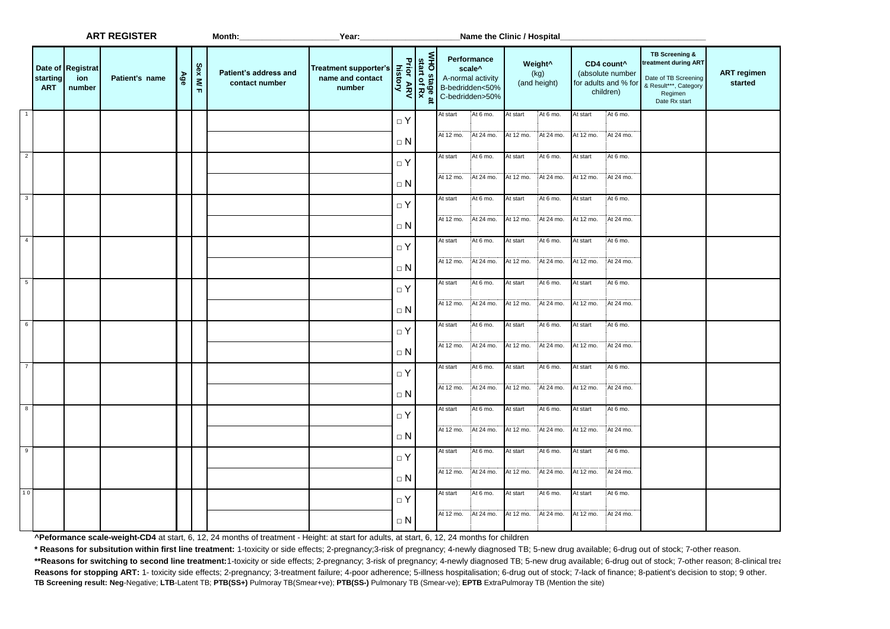**ART REGISTER** Month:\_\_\_\_\_\_\_\_\_\_\_\_\_\_\_\_\_\_\_\_ Year:\_\_\_\_\_\_\_\_\_\_\_\_\_\_\_\_\_\_\_\_ Name the Clinic / Hospital\_\_\_\_\_\_\_\_\_\_\_\_\_\_\_\_\_\_\_\_\_\_\_\_\_\_\_\_\_\_

| | Date of starting ART | Registration number | Patient's name | Age | Sex M/ F | Patient's address and contact number | Treatment supporter's name and contact number | Prior ARV history | WHO stage at start of Rx | Performance scale^ A-normal activity B-bedridden<50% C-bedridden>50% | | Weight^ (kg) (and height) | | CD4 count^ (absolute number for adults and % for children) | | TB Screening & treatment during ART Date of TB Screening & Result***, Category Regimen Date Rx start | ART regimen started |
|---|---|---|---|---|---|---|---|---|---|---|---|---|---|---|---|---|---|
| 1 | | | | | | | | □ Y | | At start | At 6 mo. | At start | At 6 mo. | At start | At 6 mo. | | |
| | | | | | | | | □ N | | At 12 mo. | At 24 mo. | At 12 mo. | At 24 mo. | At 12 mo. | At 24 mo. | | |
| 2 | | | | | | | | □ Y | | At start | At 6 mo. | At start | At 6 mo. | At start | At 6 mo. | | |
| | | | | | | | | □ N | | At 12 mo. | At 24 mo. | At 12 mo. | At 24 mo. | At 12 mo. | At 24 mo. | | |
| 3 | | | | | | | | □ Y | | At start | At 6 mo. | At start | At 6 mo. | At start | At 6 mo. | | |
| | | | | | | | | □ N | | At 12 mo. | At 24 mo. | At 12 mo. | At 24 mo. | At 12 mo. | At 24 mo. | | |
| 4 | | | | | | | | □ Y | | At start | At 6 mo. | At start | At 6 mo. | At start | At 6 mo. | | |
| | | | | | | | | □ N | | At 12 mo. | At 24 mo. | At 12 mo. | At 24 mo. | At 12 mo. | At 24 mo. | | |
| 5 | | | | | | | | □ Y | | At start | At 6 mo. | At start | At 6 mo. | At start | At 6 mo. | | |
| | | | | | | | | □ N | | At 12 mo. | At 24 mo. | At 12 mo. | At 24 mo. | At 12 mo. | At 24 mo. | | |
| 6 | | | | | | | | □ Y | | At start | At 6 mo. | At start | At 6 mo. | At start | At 6 mo. | | |
| | | | | | | | | □ N | | At 12 mo. | At 24 mo. | At 12 mo. | At 24 mo. | At 12 mo. | At 24 mo. | | |
| 7 | | | | | | | | □ Y | | At start | At 6 mo. | At start | At 6 mo. | At start | At 6 mo. | | |
| | | | | | | | | □ N | | At 12 mo. | At 24 mo. | At 12 mo. | At 24 mo. | At 12 mo. | At 24 mo. | | |
| 8 | | | | | | | | □ Y | | At start | At 6 mo. | At start | At 6 mo. | At start | At 6 mo. | | |
| | | | | | | | | □ N | | At 12 mo. | At 24 mo. | At 12 mo. | At 24 mo. | At 12 mo. | At 24 mo. | | |
| 9 | | | | | | | | □ Y | | At start | At 6 mo. | At start | At 6 mo. | At start | At 6 mo. | | |
| | | | | | | | | □ N | | At 12 mo. | At 24 mo. | At 12 mo. | At 24 mo. | At 12 mo. | At 24 mo. | | |
| 10 | | | | | | | | □ Y | | At start | At 6 mo. | At start | At 6 mo. | At start | At 6 mo. | | |
| | | | | | | | | □ N | | At 12 mo. | At 24 mo. | At 12 mo. | At 24 mo. | At 12 mo. | At 24 mo. | | |

**^Peformance scale-weight-CD4** at start, 6, 12, 24 months of treatment - Height: at start for adults, at start, 6, 12, 24 months for children

**\* Reasons for subsitution within first line treatment:** 1-toxicity or side effects; 2-pregnancy;3-risk of pregnancy; 4-newly diagnosed TB; 5-new drug available; 6-drug out of stock; 7-other reason.

**\*\*Reasons for switching to second line treatment:**1-toxicity or side effects; 2-pregnancy; 3-risk of pregnancy; 4-newly diagnosed TB; 5-new drug available; 6-drug out of stock; 7-other reason; 8-clinical trea

**Reasons for stopping ART:** 1- toxicity side effects; 2-pregnancy; 3-treatment failure; 4-poor adherence; 5-illness hospitalisation; 6-drug out of stock; 7-lack of finance; 8-patient's decision to stop; 9 other.

**TB Screening result: Neg**-Negative; **LTB**-Latent TB; **PTB(SS+)** Pulmoray TB(Smear+ve); **PTB(SS-)** Pulmonary TB (Smear-ve); **EPTB** ExtraPulmoray TB (Mention the site)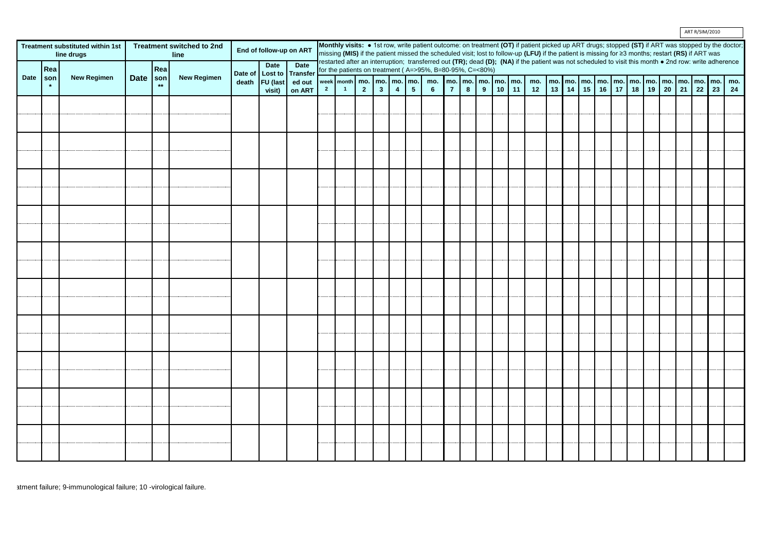ART R/SIM/2010

| Treatment substituted within 1st line drugs | | | Treatment switched to 2nd line | | | End of follow-up on ART | | | Monthly visits: ● 1st row, write patient outcome: on treatment **(OT)** if patient picked up ART drugs; stopped **(ST)** if ART was stopped by the doctor; missing **(MIS)** if the patient missed the scheduled visit; lost to follow-up **(LFU)** if the patient is missing for ≥3 months; restart **(RS)** if ART was restarted after an interruption; transferred out **(TR)**; dead **(D)**; **(NA)** if the patient was not scheduled to visit this month ● 2nd row: write adherence for the patients on treatment ( A=>95%, B=80-95%, C=<80%) | | | | | | | | | | | | | | | | | | | | | | | | | |
|---|---|---|---|---|---|---|---|---|---|---|---|---|---|---|---|---|---|---|---|---|---|---|---|---|---|---|---|---|---|---|---|---|---|---|
| Date | Reason * | New Regimen | Date | Reason ** | New Regimen | Date of death | Date Lost to FU (last visit) | Date Transferred out on ART | week 2 | month 1 | mo. 2 | mo. 3 | mo. 4 | mo. 5 | mo. 6 | mo. 7 | mo. 8 | mo. 9 | mo. 10 | mo. 11 | mo. 12 | mo. 13 | mo. 14 | mo. 15 | mo. 16 | mo. 17 | mo. 18 | mo. 19 | mo. 20 | mo. 21 | mo. 22 | mo. 23 | mo. 24 |
| | | | | | | | | | | | | | | | | | | | | | | | | | | | | | | | | | | |
| | | | | | | | | | | | | | | | | | | | | | | | | | | | | | | | | | | |
| | | | | | | | | | | | | | | | | | | | | | | | | | | | | | | | | | | |
| | | | | | | | | | | | | | | | | | | | | | | | | | | | | | | | | | | |
| | | | | | | | | | | | | | | | | | | | | | | | | | | | | | | | | | | |
| | | | | | | | | | | | | | | | | | | | | | | | | | | | | | | | | | | |
| | | | | | | | | | | | | | | | | | | | | | | | | | | | | | | | | | | |
| | | | | | | | | | | | | | | | | | | | | | | | | | | | | | | | | | | |
| | | | | | | | | | | | | | | | | | | | | | | | | | | | | | | | | | | |
| | | | | | | | | | | | | | | | | | | | | | | | | | | | | | | | | | | |
| | | | | | | | | | | | | | | | | | | | | | | | | | | | | | | | | | | |
| | | | | | | | | | | | | | | | | | | | | | | | | | | | | | | | | | | |
| | | | | | | | | | | | | | | | | | | | | | | | | | | | | | | | | | | |
| | | | | | | | | | | | | | | | | | | | | | | | | | | | | | | | | | | |
| | | | | | | | | | | | | | | | | | | | | | | | | | | | | | | | | | | |
| | | | | | | | | | | | | | | | | | | | | | | | | | | | | | | | | | | |
| | | | | | | | | | | | | | | | | | | | | | | | | | | | | | | | | | | |
| | | | | | | | | | | | | | | | | | | | | | | | | | | | | | | | | | | |
| | | | | | | | | | | | | | | | | | | | | | | | | | | | | | | | | | | |
| | | | | | | | | | | | | | | | | | | | | | | | | | | | | | | | | | | |

atment failure; 9-immunological failure; 10 -virological failure.